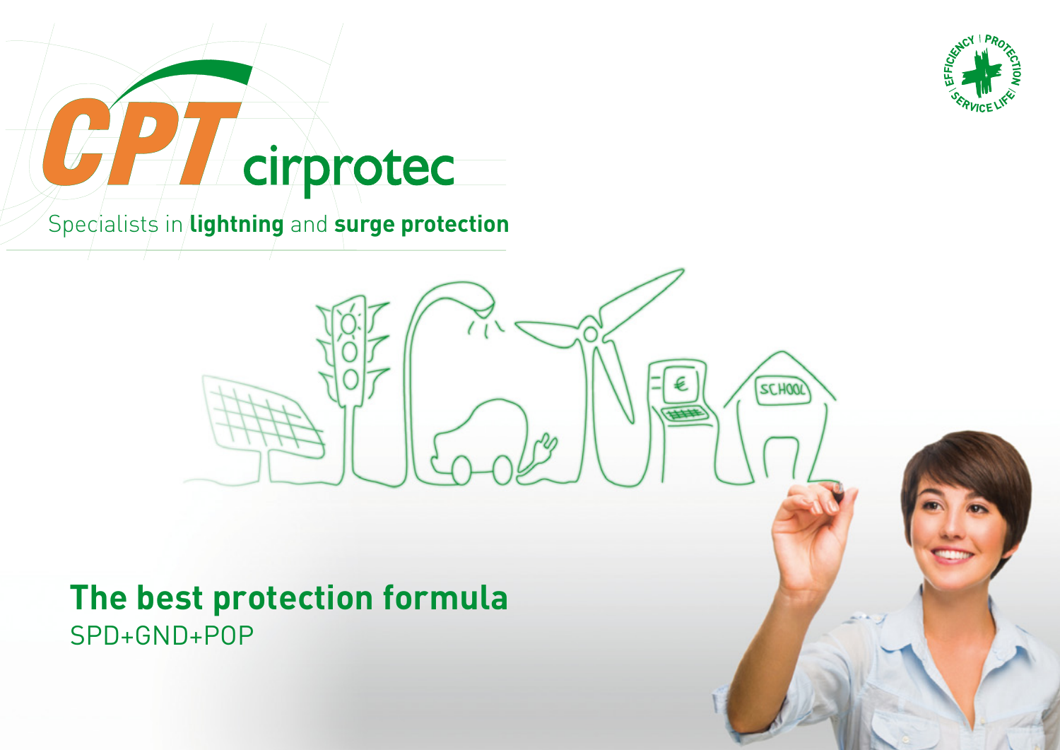# CPT cirprotec

Specialists in **lightning** and **surge protection**

EFFICIENCY | PROTECTION | SERVICE LIFE

## The best protection formula

SPD+GND+POP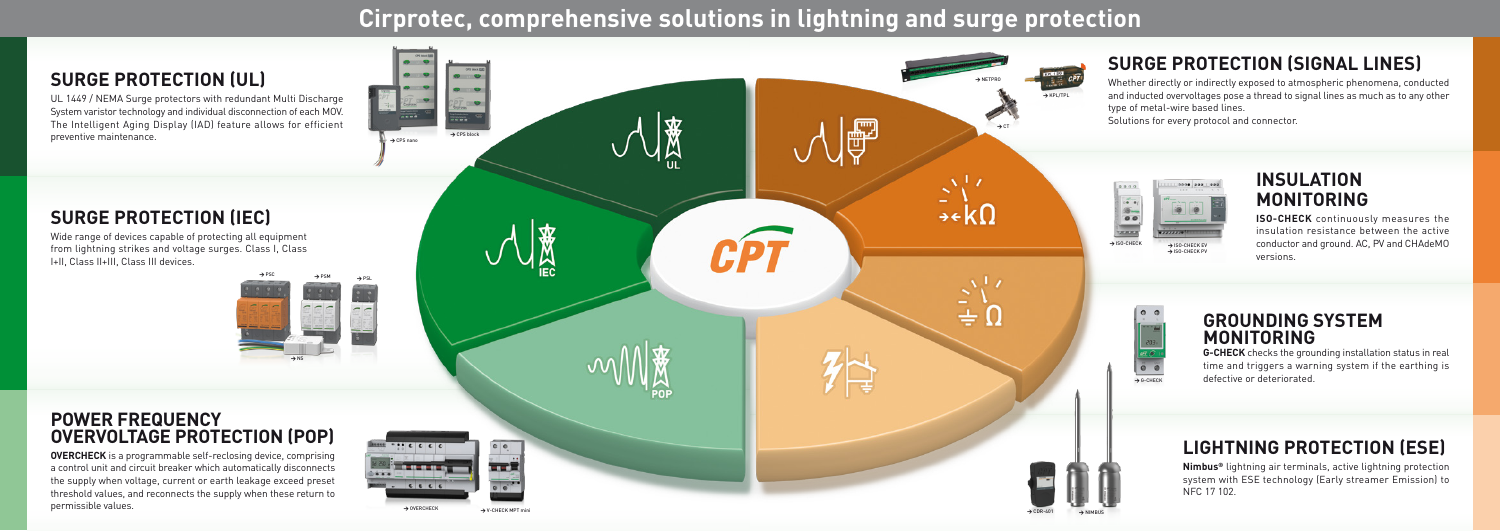# Cirprotec, comprehensive solutions in lightning and surge protection

## SURGE PROTECTION (UL)

UL 1449 / NEMA Surge protectors with redundant Multi Discharge System varistor technology and individual disconnection of each MOV. The Intelligent Aging Display (IAD) feature allows for efficient preventive maintenance.

→ CPS nano

→ CPS block

## SURGE PROTECTION (IEC)

Wide range of devices capable of protecting all equipment from lightning strikes and voltage surges. Class I, Class I+II, Class II+III, Class III devices.

→ PSC

→ PSM

→ PSL

→ NS

## POWER FREQUENCY OVERVOLTAGE PROTECTION (POP)

**OVERCHECK** is a programmable self-reclosing device, comprising a control unit and circuit breaker which automatically disconnects the supply when voltage, current or earth leakage exceed preset threshold values, and reconnects the supply when these return to permissible values.

→ OVERCHECK

→ V-CHECK MPT mini

CPT

→ NETPRO

→ XPL/TPL

→ CT

## SURGE PROTECTION (SIGNAL LINES)

Whether directly or indirectly exposed to atmospheric phenomena, conducted and inducted overvoltages pose a thread to signal lines as much as to any other type of metal-wire based lines.
Solutions for every protocol and connector.

## INSULATION MONITORING

**ISO-CHECK** continuously measures the insulation resistance between the active conductor and ground. AC, PV and CHAdeMO versions.

→ ISO-CHECK

→ ISO-CHECK EV

→ ISO-CHECK PV

## GROUNDING SYSTEM MONITORING

**G-CHECK** checks the grounding installation status in real time and triggers a warning system if the earthing is defective or deteriorated.

→ G-CHECK

## LIGHTNING PROTECTION (ESE)

**Nimbus®** lightning air terminals, active lightning protection system with ESE technology (Early streamer Emission) to NFC 17 102.

→ CDR-401

→ NIMBUS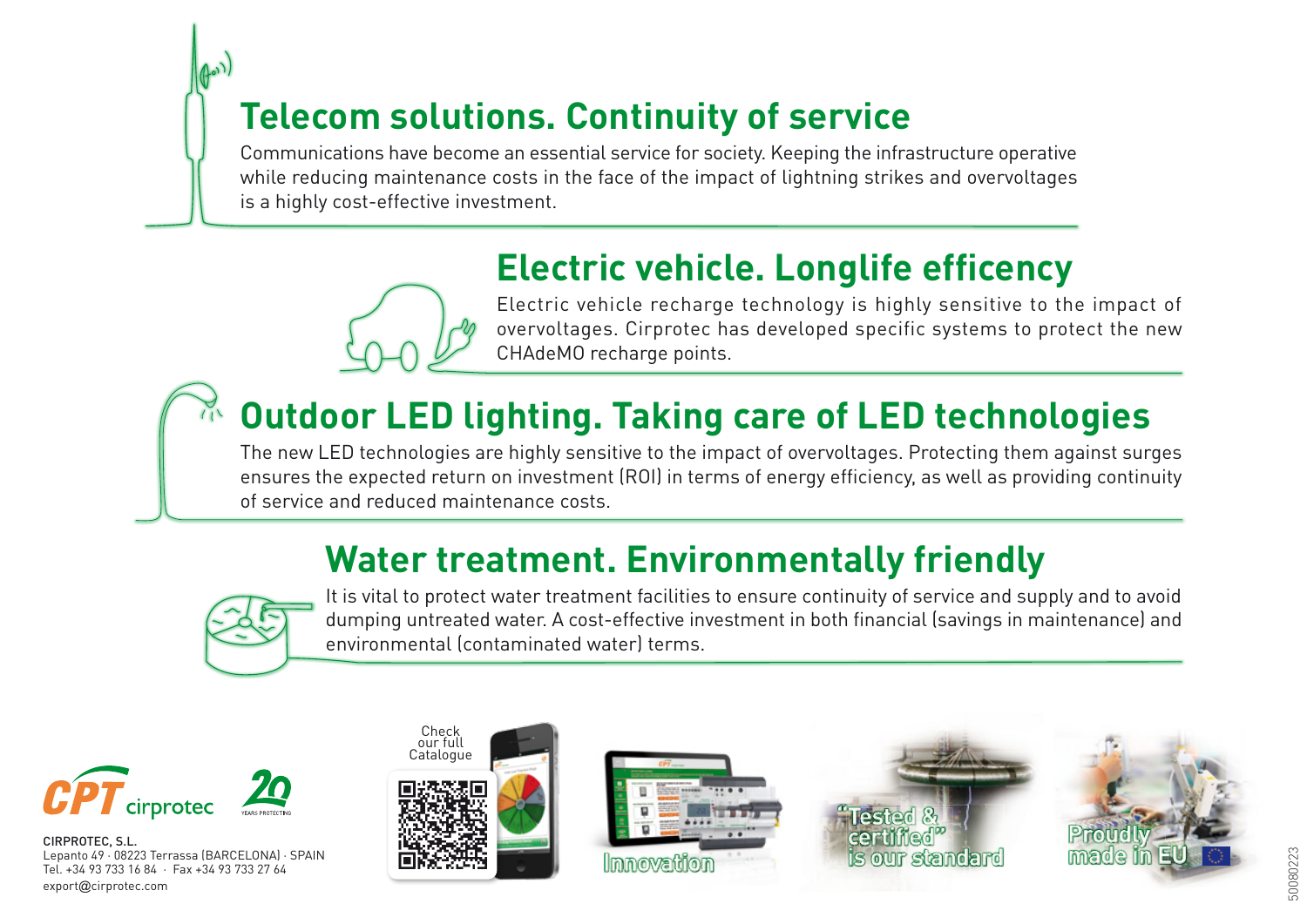## Telecom solutions. Continuity of service

Communications have become an essential service for society. Keeping the infrastructure operative while reducing maintenance costs in the face of the impact of lightning strikes and overvoltages is a highly cost-effective investment.

## Electric vehicle. Longlife efficency

Electric vehicle recharge technology is highly sensitive to the impact of overvoltages. Cirprotec has developed specific systems to protect the new CHAdeMO recharge points.

## Outdoor LED lighting. Taking care of LED technologies

The new LED technologies are highly sensitive to the impact of overvoltages. Protecting them against surges ensures the expected return on investment (ROI) in terms of energy efficiency, as well as providing continuity of service and reduced maintenance costs.

## Water treatment. Environmentally friendly

It is vital to protect water treatment facilities to ensure continuity of service and supply and to avoid dumping untreated water. A cost-effective investment in both financial (savings in maintenance) and environmental (contaminated water) terms.

CPT cirprotec

20 YEARS PROTECTING

CIRPROTEC, S.L.
Lepanto 49 · 08223 Terrassa (BARCELONA) · SPAIN
Tel. +34 93 733 16 84 · Fax +34 93 733 27 64
export@cirprotec.com

Check our full Catalogue

Innovation

"Tested & certified" is our standard

Proudly made in EU

50080223